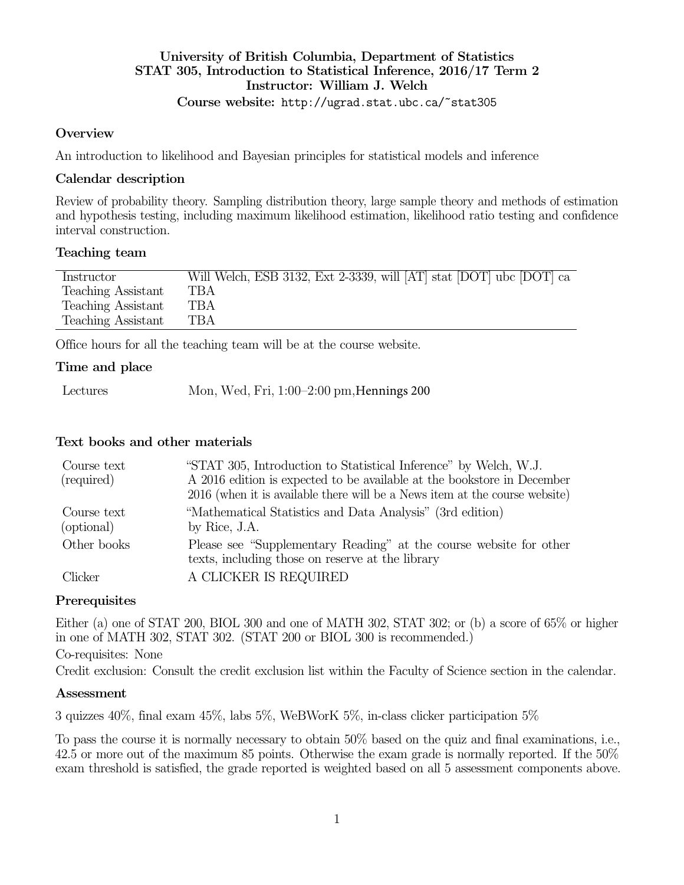**University of British Columbia, Department of Statistics**
**STAT 305, Introduction to Statistical Inference, 2016/17 Term 2**
**Instructor: William J. Welch**
**Course website:** http://ugrad.stat.ubc.ca/~stat305

### Overview

An introduction to likelihood and Bayesian principles for statistical models and inference

### Calendar description

Review of probability theory. Sampling distribution theory, large sample theory and methods of estimation and hypothesis testing, including maximum likelihood estimation, likelihood ratio testing and confidence interval construction.

### Teaching team

| | |
|---|---|
| Instructor | Will Welch, ESB 3132, Ext 2-3339, will [AT] stat [DOT] ubc [DOT] ca |
| Teaching Assistant | TBA |
| Teaching Assistant | TBA |
| Teaching Assistant | TBA |

Office hours for all the teaching team will be at the course website.

### Time and place

| | |
|---|---|
| Lectures | Mon, Wed, Fri, 1:00–2:00 pm, Hennings 200 |

### Text books and other materials

| | |
|---|---|
| Course text (required) | "STAT 305, Introduction to Statistical Inference" by Welch, W.J. A 2016 edition is expected to be available at the bookstore in December 2016 (when it is available there will be a News item at the course website) |
| Course text (optional) | "Mathematical Statistics and Data Analysis" (3rd edition) by Rice, J.A. |
| Other books | Please see "Supplementary Reading" at the course website for other texts, including those on reserve at the library |
| Clicker | A CLICKER IS REQUIRED |

### Prerequisites

Either (a) one of STAT 200, BIOL 300 and one of MATH 302, STAT 302; or (b) a score of 65% or higher in one of MATH 302, STAT 302. (STAT 200 or BIOL 300 is recommended.)

Co-requisites: None

Credit exclusion: Consult the credit exclusion list within the Faculty of Science section in the calendar.

### Assessment

3 quizzes 40%, final exam 45%, labs 5%, WeBWorK 5%, in-class clicker participation 5%

To pass the course it is normally necessary to obtain 50% based on the quiz and final examinations, i.e., 42.5 or more out of the maximum 85 points. Otherwise the exam grade is normally reported. If the 50% exam threshold is satisfied, the grade reported is weighted based on all 5 assessment components above.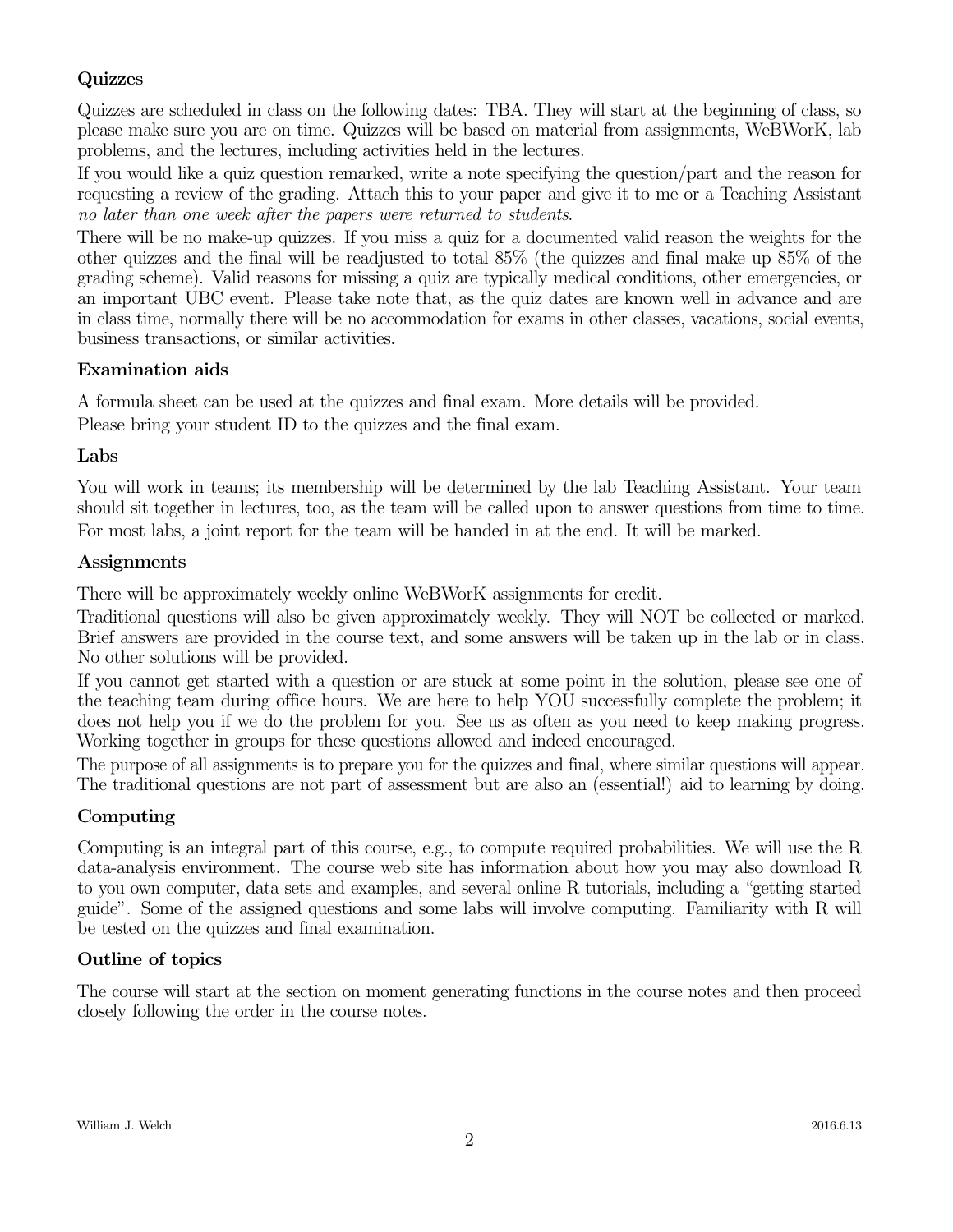## Quizzes

Quizzes are scheduled in class on the following dates: TBA. They will start at the beginning of class, so please make sure you are on time. Quizzes will be based on material from assignments, WeBWorK, lab problems, and the lectures, including activities held in the lectures.

If you would like a quiz question remarked, write a note specifying the question/part and the reason for requesting a review of the grading. Attach this to your paper and give it to me or a Teaching Assistant *no later than one week after the papers were returned to students*.

There will be no make-up quizzes. If you miss a quiz for a documented valid reason the weights for the other quizzes and the final will be readjusted to total 85% (the quizzes and final make up 85% of the grading scheme). Valid reasons for missing a quiz are typically medical conditions, other emergencies, or an important UBC event. Please take note that, as the quiz dates are known well in advance and are in class time, normally there will be no accommodation for exams in other classes, vacations, social events, business transactions, or similar activities.

## Examination aids

A formula sheet can be used at the quizzes and final exam. More details will be provided.

Please bring your student ID to the quizzes and the final exam.

## Labs

You will work in teams; its membership will be determined by the lab Teaching Assistant. Your team should sit together in lectures, too, as the team will be called upon to answer questions from time to time. For most labs, a joint report for the team will be handed in at the end. It will be marked.

## Assignments

There will be approximately weekly online WeBWorK assignments for credit.

Traditional questions will also be given approximately weekly. They will NOT be collected or marked. Brief answers are provided in the course text, and some answers will be taken up in the lab or in class. No other solutions will be provided.

If you cannot get started with a question or are stuck at some point in the solution, please see one of the teaching team during office hours. We are here to help YOU successfully complete the problem; it does not help you if we do the problem for you. See us as often as you need to keep making progress. Working together in groups for these questions allowed and indeed encouraged.

The purpose of all assignments is to prepare you for the quizzes and final, where similar questions will appear. The traditional questions are not part of assessment but are also an (essential!) aid to learning by doing.

## Computing

Computing is an integral part of this course, e.g., to compute required probabilities. We will use the R data-analysis environment. The course web site has information about how you may also download R to you own computer, data sets and examples, and several online R tutorials, including a "getting started guide". Some of the assigned questions and some labs will involve computing. Familiarity with R will be tested on the quizzes and final examination.

## Outline of topics

The course will start at the section on moment generating functions in the course notes and then proceed closely following the order in the course notes.